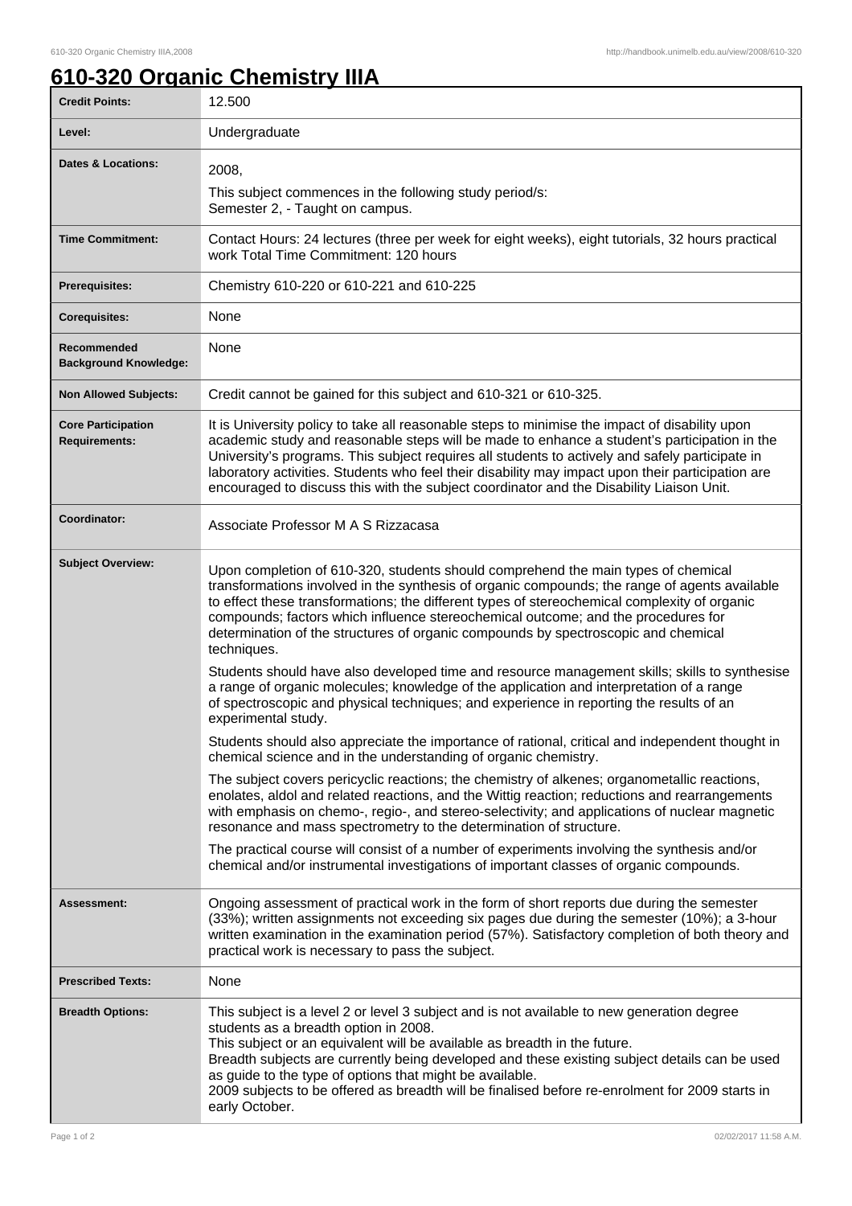# 610-320 Organic Chemistry IIIA

| | |
|---|---|
| **Credit Points:** | 12.500 |
| **Level:** | Undergraduate |
| **Dates & Locations:** | 2008,<br>This subject commences in the following study period/s:<br>Semester 2, - Taught on campus. |
| **Time Commitment:** | Contact Hours: 24 lectures (three per week for eight weeks), eight tutorials, 32 hours practical work Total Time Commitment: 120 hours |
| **Prerequisites:** | Chemistry 610-220 or 610-221 and 610-225 |
| **Corequisites:** | None |
| **Recommended Background Knowledge:** | None |
| **Non Allowed Subjects:** | Credit cannot be gained for this subject and 610-321 or 610-325. |
| **Core Participation Requirements:** | It is University policy to take all reasonable steps to minimise the impact of disability upon academic study and reasonable steps will be made to enhance a student's participation in the University's programs. This subject requires all students to actively and safely participate in laboratory activities. Students who feel their disability may impact upon their participation are encouraged to discuss this with the subject coordinator and the Disability Liaison Unit. |
| **Coordinator:** | Associate Professor M A S Rizzacasa |
| **Subject Overview:** | Upon completion of 610-320, students should comprehend the main types of chemical transformations involved in the synthesis of organic compounds; the range of agents available to effect these transformations; the different types of stereochemical complexity of organic compounds; factors which influence stereochemical outcome; and the procedures for determination of the structures of organic compounds by spectroscopic and chemical techniques.<br><br>Students should have also developed time and resource management skills; skills to synthesise a range of organic molecules; knowledge of the application and interpretation of a range of spectroscopic and physical techniques; and experience in reporting the results of an experimental study.<br><br>Students should also appreciate the importance of rational, critical and independent thought in chemical science and in the understanding of organic chemistry.<br><br>The subject covers pericyclic reactions; the chemistry of alkenes; organometallic reactions, enolates, aldol and related reactions, and the Wittig reaction; reductions and rearrangements with emphasis on chemo-, regio-, and stereo-selectivity; and applications of nuclear magnetic resonance and mass spectrometry to the determination of structure.<br><br>The practical course will consist of a number of experiments involving the synthesis and/or chemical and/or instrumental investigations of important classes of organic compounds. |
| **Assessment:** | Ongoing assessment of practical work in the form of short reports due during the semester (33%); written assignments not exceeding six pages due during the semester (10%); a 3-hour written examination in the examination period (57%). Satisfactory completion of both theory and practical work is necessary to pass the subject. |
| **Prescribed Texts:** | None |
| **Breadth Options:** | This subject is a level 2 or level 3 subject and is not available to new generation degree students as a breadth option in 2008.<br>This subject or an equivalent will be available as breadth in the future.<br>Breadth subjects are currently being developed and these existing subject details can be used as guide to the type of options that might be available.<br>2009 subjects to be offered as breadth will be finalised before re-enrolment for 2009 starts in early October. |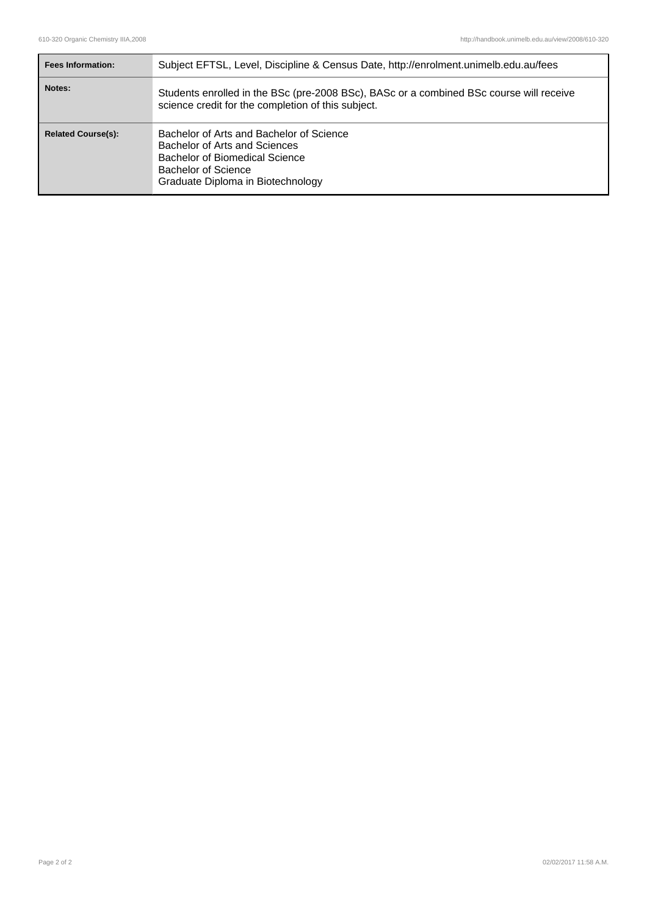| | |
|---|---|
| **Fees Information:** | Subject EFTSL, Level, Discipline & Census Date, http://enrolment.unimelb.edu.au/fees |
| **Notes:** | Students enrolled in the BSc (pre-2008 BSc), BASc or a combined BSc course will receive science credit for the completion of this subject. |
| **Related Course(s):** | Bachelor of Arts and Bachelor of Science<br>Bachelor of Arts and Sciences<br>Bachelor of Biomedical Science<br>Bachelor of Science<br>Graduate Diploma in Biotechnology |